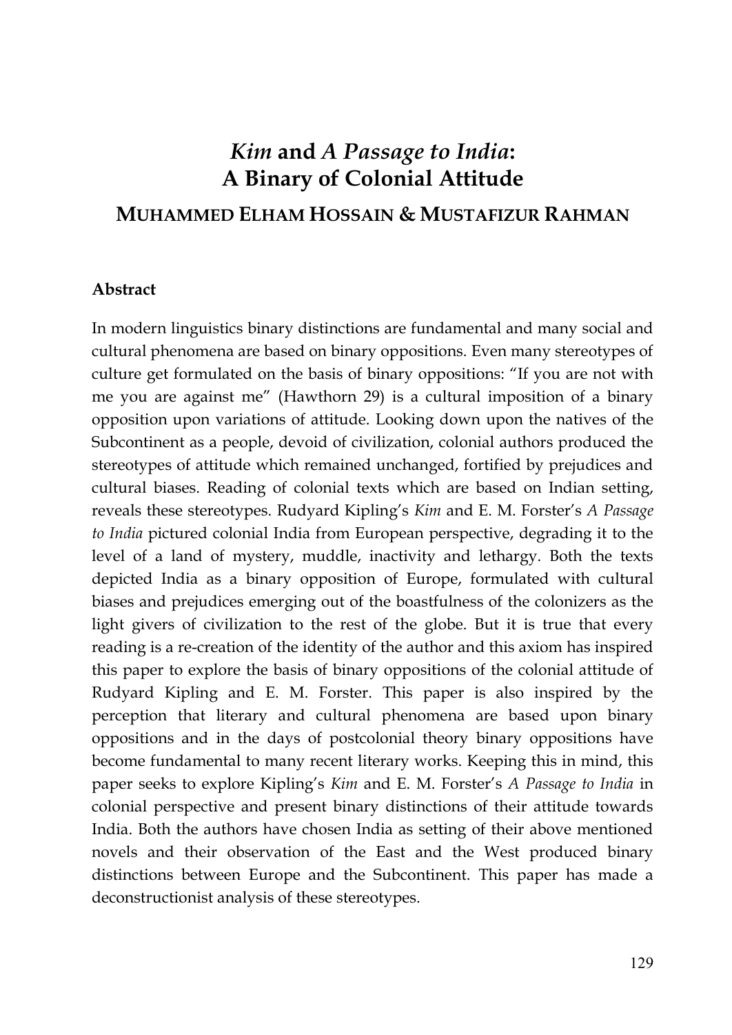# *Kim* and *A Passage to India*: A Binary of Colonial Attitude

## MUHAMMED ELHAM HOSSAIN & MUSTAFIZUR RAHMAN

### Abstract

In modern linguistics binary distinctions are fundamental and many social and cultural phenomena are based on binary oppositions. Even many stereotypes of culture get formulated on the basis of binary oppositions: "If you are not with me you are against me" (Hawthorn 29) is a cultural imposition of a binary opposition upon variations of attitude. Looking down upon the natives of the Subcontinent as a people, devoid of civilization, colonial authors produced the stereotypes of attitude which remained unchanged, fortified by prejudices and cultural biases. Reading of colonial texts which are based on Indian setting, reveals these stereotypes. Rudyard Kipling's *Kim* and E. M. Forster's *A Passage to India* pictured colonial India from European perspective, degrading it to the level of a land of mystery, muddle, inactivity and lethargy. Both the texts depicted India as a binary opposition of Europe, formulated with cultural biases and prejudices emerging out of the boastfulness of the colonizers as the light givers of civilization to the rest of the globe. But it is true that every reading is a re-creation of the identity of the author and this axiom has inspired this paper to explore the basis of binary oppositions of the colonial attitude of Rudyard Kipling and E. M. Forster. This paper is also inspired by the perception that literary and cultural phenomena are based upon binary oppositions and in the days of postcolonial theory binary oppositions have become fundamental to many recent literary works. Keeping this in mind, this paper seeks to explore Kipling's *Kim* and E. M. Forster's *A Passage to India* in colonial perspective and present binary distinctions of their attitude towards India. Both the authors have chosen India as setting of their above mentioned novels and their observation of the East and the West produced binary distinctions between Europe and the Subcontinent. This paper has made a deconstructionist analysis of these stereotypes.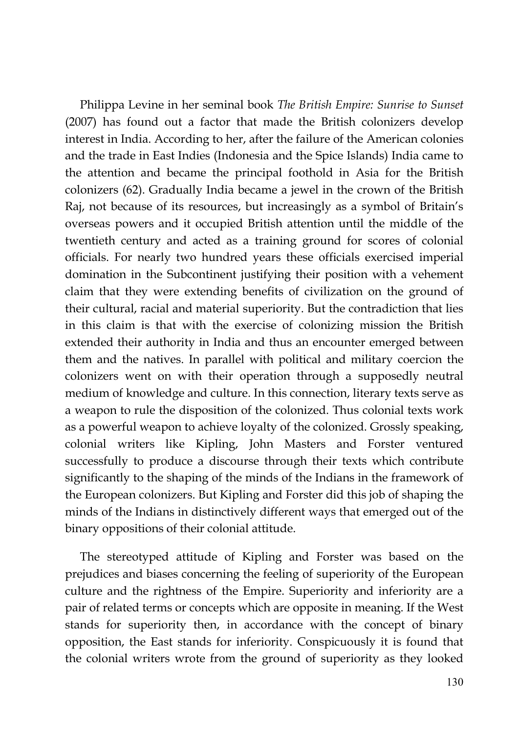Philippa Levine in her seminal book *The British Empire: Sunrise to Sunset* (2007) has found out a factor that made the British colonizers develop interest in India. According to her, after the failure of the American colonies and the trade in East Indies (Indonesia and the Spice Islands) India came to the attention and became the principal foothold in Asia for the British colonizers (62). Gradually India became a jewel in the crown of the British Raj, not because of its resources, but increasingly as a symbol of Britain's overseas powers and it occupied British attention until the middle of the twentieth century and acted as a training ground for scores of colonial officials. For nearly two hundred years these officials exercised imperial domination in the Subcontinent justifying their position with a vehement claim that they were extending benefits of civilization on the ground of their cultural, racial and material superiority. But the contradiction that lies in this claim is that with the exercise of colonizing mission the British extended their authority in India and thus an encounter emerged between them and the natives. In parallel with political and military coercion the colonizers went on with their operation through a supposedly neutral medium of knowledge and culture. In this connection, literary texts serve as a weapon to rule the disposition of the colonized. Thus colonial texts work as a powerful weapon to achieve loyalty of the colonized. Grossly speaking, colonial writers like Kipling, John Masters and Forster ventured successfully to produce a discourse through their texts which contribute significantly to the shaping of the minds of the Indians in the framework of the European colonizers. But Kipling and Forster did this job of shaping the minds of the Indians in distinctively different ways that emerged out of the binary oppositions of their colonial attitude.

The stereotyped attitude of Kipling and Forster was based on the prejudices and biases concerning the feeling of superiority of the European culture and the rightness of the Empire. Superiority and inferiority are a pair of related terms or concepts which are opposite in meaning. If the West stands for superiority then, in accordance with the concept of binary opposition, the East stands for inferiority. Conspicuously it is found that the colonial writers wrote from the ground of superiority as they looked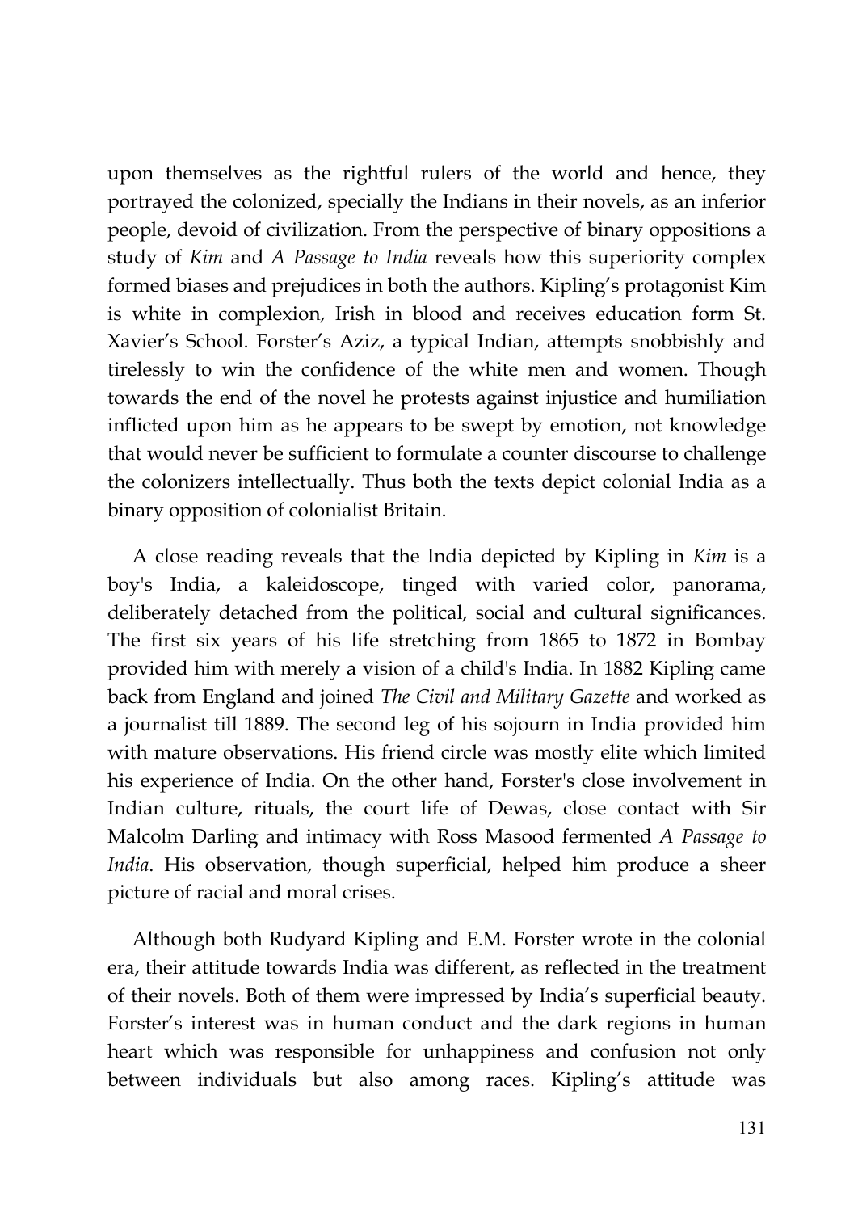upon themselves as the rightful rulers of the world and hence, they portrayed the colonized, specially the Indians in their novels, as an inferior people, devoid of civilization. From the perspective of binary oppositions a study of *Kim* and *A Passage to India* reveals how this superiority complex formed biases and prejudices in both the authors. Kipling's protagonist Kim is white in complexion, Irish in blood and receives education form St. Xavier's School. Forster's Aziz, a typical Indian, attempts snobbishly and tirelessly to win the confidence of the white men and women. Though towards the end of the novel he protests against injustice and humiliation inflicted upon him as he appears to be swept by emotion, not knowledge that would never be sufficient to formulate a counter discourse to challenge the colonizers intellectually. Thus both the texts depict colonial India as a binary opposition of colonialist Britain.

A close reading reveals that the India depicted by Kipling in *Kim* is a boy's India, a kaleidoscope, tinged with varied color, panorama, deliberately detached from the political, social and cultural significances. The first six years of his life stretching from 1865 to 1872 in Bombay provided him with merely a vision of a child's India. In 1882 Kipling came back from England and joined *The Civil and Military Gazette* and worked as a journalist till 1889. The second leg of his sojourn in India provided him with mature observations. His friend circle was mostly elite which limited his experience of India. On the other hand, Forster's close involvement in Indian culture, rituals, the court life of Dewas, close contact with Sir Malcolm Darling and intimacy with Ross Masood fermented *A Passage to India*. His observation, though superficial, helped him produce a sheer picture of racial and moral crises.

Although both Rudyard Kipling and E.M. Forster wrote in the colonial era, their attitude towards India was different, as reflected in the treatment of their novels. Both of them were impressed by India's superficial beauty. Forster's interest was in human conduct and the dark regions in human heart which was responsible for unhappiness and confusion not only between individuals but also among races. Kipling's attitude was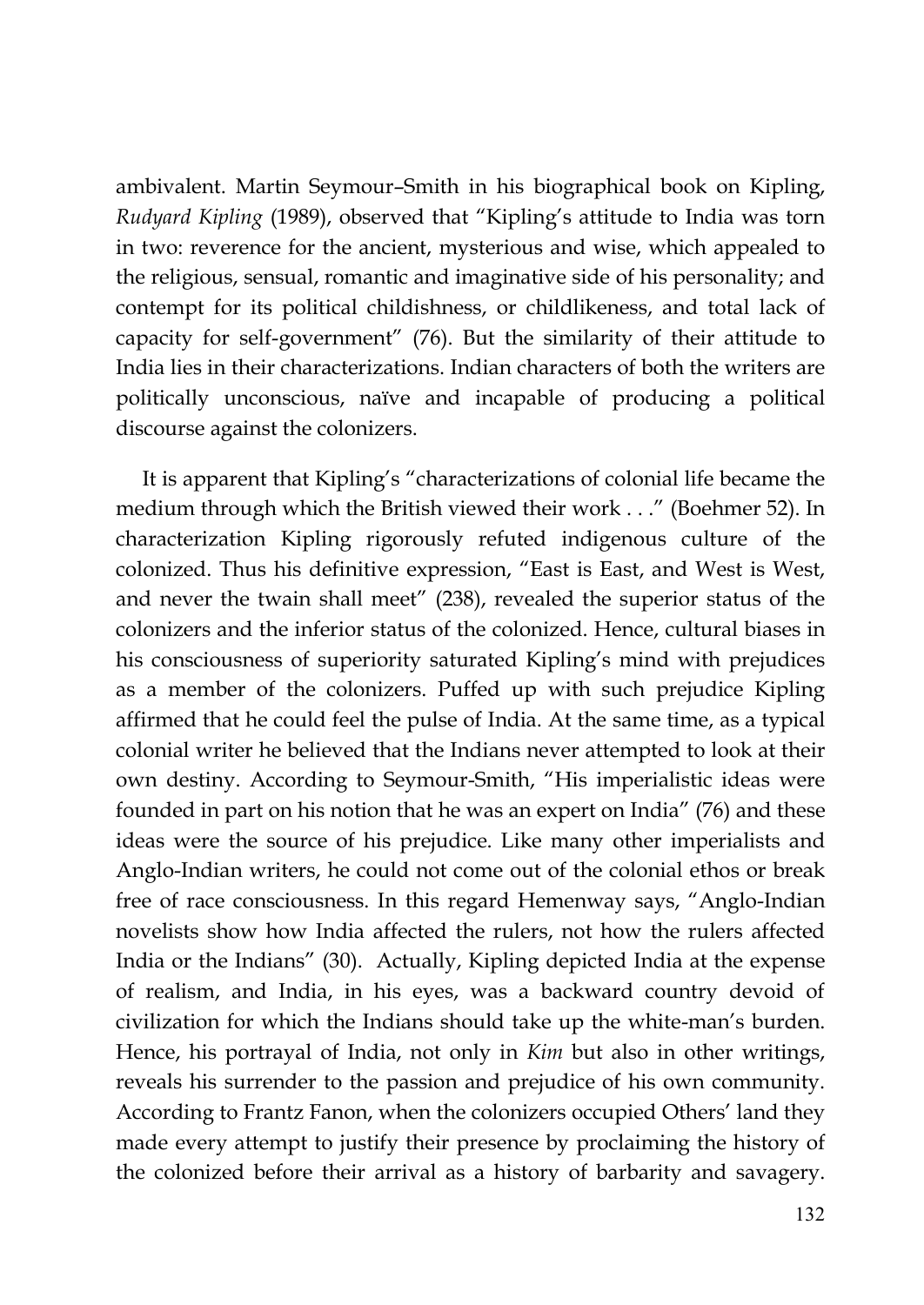ambivalent. Martin Seymour–Smith in his biographical book on Kipling, *Rudyard Kipling* (1989), observed that "Kipling's attitude to India was torn in two: reverence for the ancient, mysterious and wise, which appealed to the religious, sensual, romantic and imaginative side of his personality; and contempt for its political childishness, or childlikeness, and total lack of capacity for self-government" (76). But the similarity of their attitude to India lies in their characterizations. Indian characters of both the writers are politically unconscious, naïve and incapable of producing a political discourse against the colonizers.

It is apparent that Kipling's "characterizations of colonial life became the medium through which the British viewed their work . . ." (Boehmer 52). In characterization Kipling rigorously refuted indigenous culture of the colonized. Thus his definitive expression, "East is East, and West is West, and never the twain shall meet" (238), revealed the superior status of the colonizers and the inferior status of the colonized. Hence, cultural biases in his consciousness of superiority saturated Kipling's mind with prejudices as a member of the colonizers. Puffed up with such prejudice Kipling affirmed that he could feel the pulse of India. At the same time, as a typical colonial writer he believed that the Indians never attempted to look at their own destiny. According to Seymour-Smith, "His imperialistic ideas were founded in part on his notion that he was an expert on India" (76) and these ideas were the source of his prejudice. Like many other imperialists and Anglo-Indian writers, he could not come out of the colonial ethos or break free of race consciousness. In this regard Hemenway says, "Anglo-Indian novelists show how India affected the rulers, not how the rulers affected India or the Indians" (30). Actually, Kipling depicted India at the expense of realism, and India, in his eyes, was a backward country devoid of civilization for which the Indians should take up the white-man's burden. Hence, his portrayal of India, not only in *Kim* but also in other writings, reveals his surrender to the passion and prejudice of his own community. According to Frantz Fanon, when the colonizers occupied Others' land they made every attempt to justify their presence by proclaiming the history of the colonized before their arrival as a history of barbarity and savagery.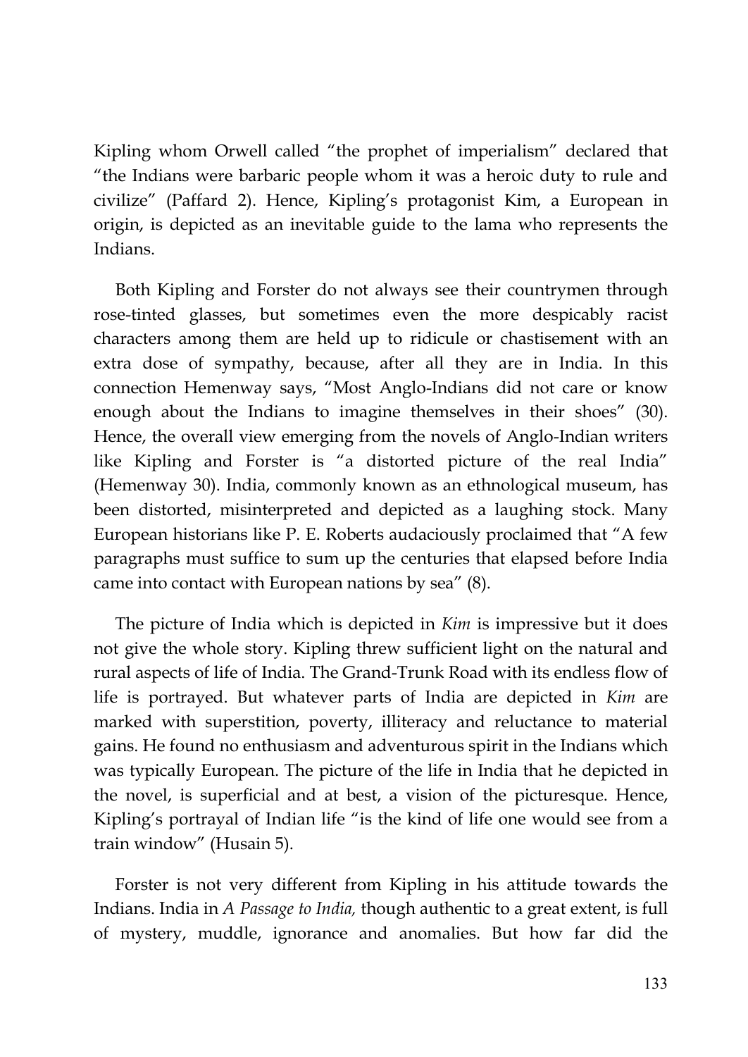Kipling whom Orwell called "the prophet of imperialism" declared that "the Indians were barbaric people whom it was a heroic duty to rule and civilize" (Paffard 2). Hence, Kipling's protagonist Kim, a European in origin, is depicted as an inevitable guide to the lama who represents the Indians.

Both Kipling and Forster do not always see their countrymen through rose-tinted glasses, but sometimes even the more despicably racist characters among them are held up to ridicule or chastisement with an extra dose of sympathy, because, after all they are in India. In this connection Hemenway says, "Most Anglo-Indians did not care or know enough about the Indians to imagine themselves in their shoes" (30). Hence, the overall view emerging from the novels of Anglo-Indian writers like Kipling and Forster is "a distorted picture of the real India" (Hemenway 30). India, commonly known as an ethnological museum, has been distorted, misinterpreted and depicted as a laughing stock. Many European historians like P. E. Roberts audaciously proclaimed that "A few paragraphs must suffice to sum up the centuries that elapsed before India came into contact with European nations by sea" (8).

The picture of India which is depicted in *Kim* is impressive but it does not give the whole story. Kipling threw sufficient light on the natural and rural aspects of life of India. The Grand-Trunk Road with its endless flow of life is portrayed. But whatever parts of India are depicted in *Kim* are marked with superstition, poverty, illiteracy and reluctance to material gains. He found no enthusiasm and adventurous spirit in the Indians which was typically European. The picture of the life in India that he depicted in the novel, is superficial and at best, a vision of the picturesque. Hence, Kipling's portrayal of Indian life "is the kind of life one would see from a train window" (Husain 5).

Forster is not very different from Kipling in his attitude towards the Indians. India in *A Passage to India,* though authentic to a great extent, is full of mystery, muddle, ignorance and anomalies. But how far did the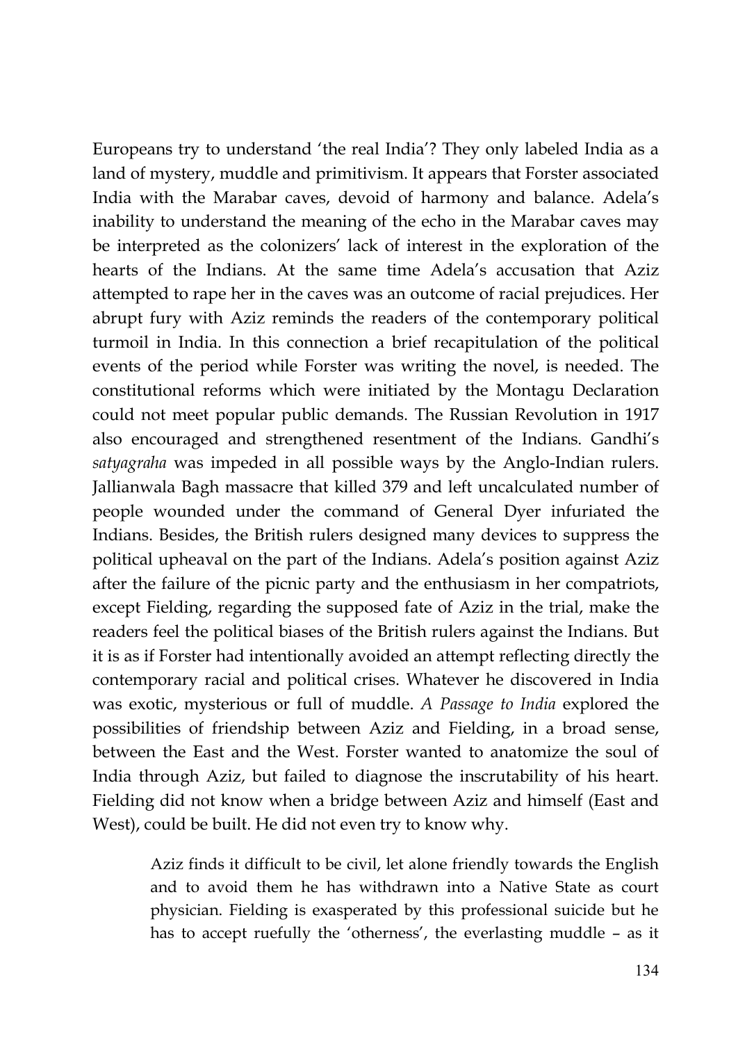Europeans try to understand 'the real India'? They only labeled India as a land of mystery, muddle and primitivism. It appears that Forster associated India with the Marabar caves, devoid of harmony and balance. Adela's inability to understand the meaning of the echo in the Marabar caves may be interpreted as the colonizers' lack of interest in the exploration of the hearts of the Indians. At the same time Adela's accusation that Aziz attempted to rape her in the caves was an outcome of racial prejudices. Her abrupt fury with Aziz reminds the readers of the contemporary political turmoil in India. In this connection a brief recapitulation of the political events of the period while Forster was writing the novel, is needed. The constitutional reforms which were initiated by the Montagu Declaration could not meet popular public demands. The Russian Revolution in 1917 also encouraged and strengthened resentment of the Indians. Gandhi's *satyagraha* was impeded in all possible ways by the Anglo-Indian rulers. Jallianwala Bagh massacre that killed 379 and left uncalculated number of people wounded under the command of General Dyer infuriated the Indians. Besides, the British rulers designed many devices to suppress the political upheaval on the part of the Indians. Adela's position against Aziz after the failure of the picnic party and the enthusiasm in her compatriots, except Fielding, regarding the supposed fate of Aziz in the trial, make the readers feel the political biases of the British rulers against the Indians. But it is as if Forster had intentionally avoided an attempt reflecting directly the contemporary racial and political crises. Whatever he discovered in India was exotic, mysterious or full of muddle. *A Passage to India* explored the possibilities of friendship between Aziz and Fielding, in a broad sense, between the East and the West. Forster wanted to anatomize the soul of India through Aziz, but failed to diagnose the inscrutability of his heart. Fielding did not know when a bridge between Aziz and himself (East and West), could be built. He did not even try to know why.

> Aziz finds it difficult to be civil, let alone friendly towards the English and to avoid them he has withdrawn into a Native State as court physician. Fielding is exasperated by this professional suicide but he has to accept ruefully the 'otherness', the everlasting muddle – as it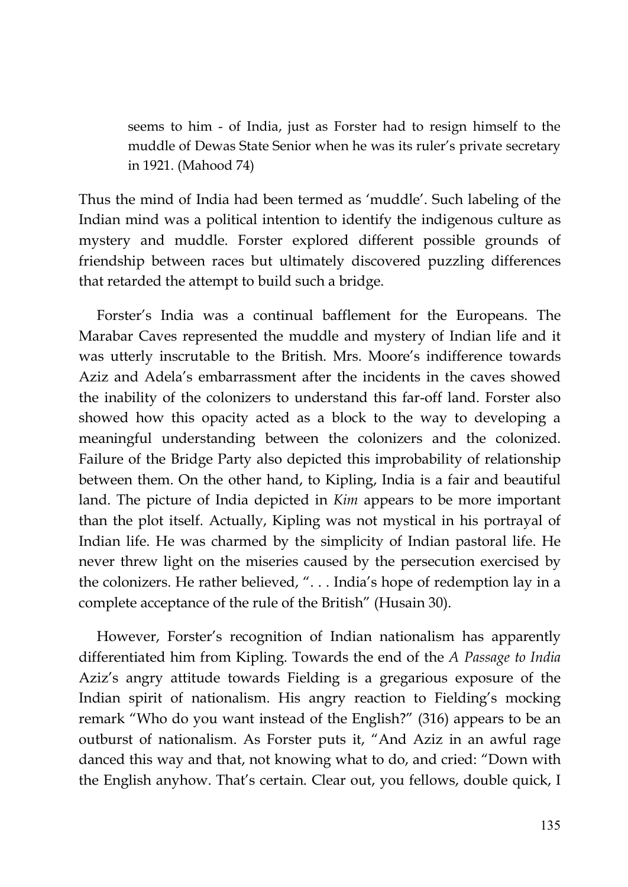> seems to him - of India, just as Forster had to resign himself to the muddle of Dewas State Senior when he was its ruler's private secretary in 1921. (Mahood 74)

Thus the mind of India had been termed as 'muddle'. Such labeling of the Indian mind was a political intention to identify the indigenous culture as mystery and muddle. Forster explored different possible grounds of friendship between races but ultimately discovered puzzling differences that retarded the attempt to build such a bridge.

Forster's India was a continual bafflement for the Europeans. The Marabar Caves represented the muddle and mystery of Indian life and it was utterly inscrutable to the British. Mrs. Moore's indifference towards Aziz and Adela's embarrassment after the incidents in the caves showed the inability of the colonizers to understand this far-off land. Forster also showed how this opacity acted as a block to the way to developing a meaningful understanding between the colonizers and the colonized. Failure of the Bridge Party also depicted this improbability of relationship between them. On the other hand, to Kipling, India is a fair and beautiful land. The picture of India depicted in *Kim* appears to be more important than the plot itself. Actually, Kipling was not mystical in his portrayal of Indian life. He was charmed by the simplicity of Indian pastoral life. He never threw light on the miseries caused by the persecution exercised by the colonizers. He rather believed, ". . . India's hope of redemption lay in a complete acceptance of the rule of the British" (Husain 30).

However, Forster's recognition of Indian nationalism has apparently differentiated him from Kipling. Towards the end of the *A Passage to India* Aziz's angry attitude towards Fielding is a gregarious exposure of the Indian spirit of nationalism. His angry reaction to Fielding's mocking remark "Who do you want instead of the English?" (316) appears to be an outburst of nationalism. As Forster puts it, "And Aziz in an awful rage danced this way and that, not knowing what to do, and cried: "Down with the English anyhow. That's certain. Clear out, you fellows, double quick, I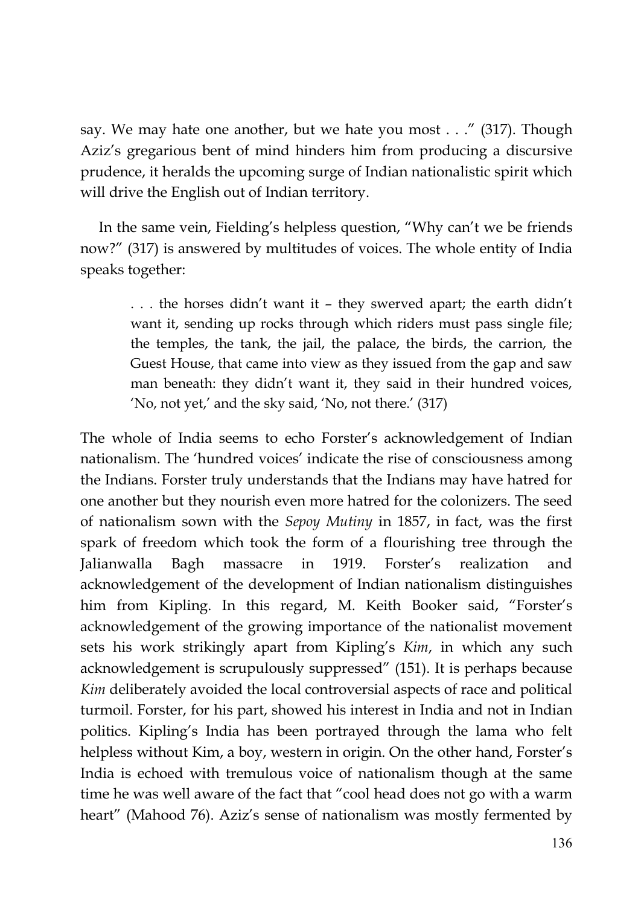say. We may hate one another, but we hate you most . . ." (317). Though Aziz's gregarious bent of mind hinders him from producing a discursive prudence, it heralds the upcoming surge of Indian nationalistic spirit which will drive the English out of Indian territory.

In the same vein, Fielding's helpless question, "Why can't we be friends now?" (317) is answered by multitudes of voices. The whole entity of India speaks together:

> . . . the horses didn't want it – they swerved apart; the earth didn't want it, sending up rocks through which riders must pass single file; the temples, the tank, the jail, the palace, the birds, the carrion, the Guest House, that came into view as they issued from the gap and saw man beneath: they didn't want it, they said in their hundred voices, 'No, not yet,' and the sky said, 'No, not there.' (317)

The whole of India seems to echo Forster's acknowledgement of Indian nationalism. The 'hundred voices' indicate the rise of consciousness among the Indians. Forster truly understands that the Indians may have hatred for one another but they nourish even more hatred for the colonizers. The seed of nationalism sown with the *Sepoy Mutiny* in 1857, in fact, was the first spark of freedom which took the form of a flourishing tree through the Jalianwalla Bagh massacre in 1919. Forster's realization and acknowledgement of the development of Indian nationalism distinguishes him from Kipling. In this regard, M. Keith Booker said, "Forster's acknowledgement of the growing importance of the nationalist movement sets his work strikingly apart from Kipling's *Kim*, in which any such acknowledgement is scrupulously suppressed" (151). It is perhaps because *Kim* deliberately avoided the local controversial aspects of race and political turmoil. Forster, for his part, showed his interest in India and not in Indian politics. Kipling's India has been portrayed through the lama who felt helpless without Kim, a boy, western in origin. On the other hand, Forster's India is echoed with tremulous voice of nationalism though at the same time he was well aware of the fact that "cool head does not go with a warm heart" (Mahood 76). Aziz's sense of nationalism was mostly fermented by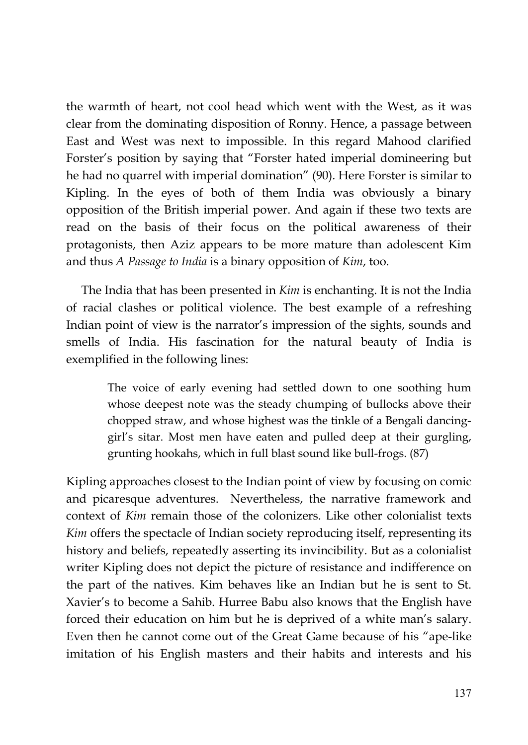the warmth of heart, not cool head which went with the West, as it was clear from the dominating disposition of Ronny. Hence, a passage between East and West was next to impossible. In this regard Mahood clarified Forster's position by saying that "Forster hated imperial domineering but he had no quarrel with imperial domination" (90). Here Forster is similar to Kipling. In the eyes of both of them India was obviously a binary opposition of the British imperial power. And again if these two texts are read on the basis of their focus on the political awareness of their protagonists, then Aziz appears to be more mature than adolescent Kim and thus *A Passage to India* is a binary opposition of *Kim*, too.

The India that has been presented in *Kim* is enchanting. It is not the India of racial clashes or political violence. The best example of a refreshing Indian point of view is the narrator's impression of the sights, sounds and smells of India. His fascination for the natural beauty of India is exemplified in the following lines:

> The voice of early evening had settled down to one soothing hum whose deepest note was the steady chumping of bullocks above their chopped straw, and whose highest was the tinkle of a Bengali dancing-girl's sitar. Most men have eaten and pulled deep at their gurgling, grunting hookahs, which in full blast sound like bull-frogs. (87)

Kipling approaches closest to the Indian point of view by focusing on comic and picaresque adventures. Nevertheless, the narrative framework and context of *Kim* remain those of the colonizers. Like other colonialist texts *Kim* offers the spectacle of Indian society reproducing itself, representing its history and beliefs, repeatedly asserting its invincibility. But as a colonialist writer Kipling does not depict the picture of resistance and indifference on the part of the natives. Kim behaves like an Indian but he is sent to St. Xavier's to become a Sahib. Hurree Babu also knows that the English have forced their education on him but he is deprived of a white man's salary. Even then he cannot come out of the Great Game because of his "ape-like imitation of his English masters and their habits and interests and his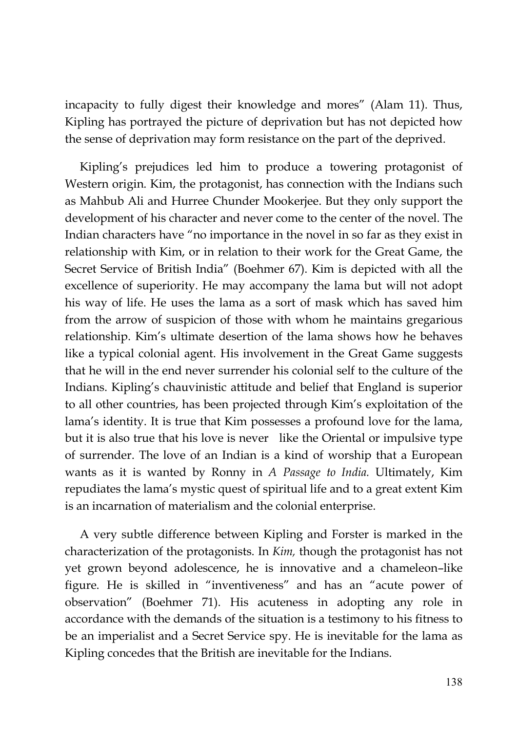incapacity to fully digest their knowledge and mores" (Alam 11). Thus, Kipling has portrayed the picture of deprivation but has not depicted how the sense of deprivation may form resistance on the part of the deprived.

Kipling's prejudices led him to produce a towering protagonist of Western origin. Kim, the protagonist, has connection with the Indians such as Mahbub Ali and Hurree Chunder Mookerjee. But they only support the development of his character and never come to the center of the novel. The Indian characters have "no importance in the novel in so far as they exist in relationship with Kim, or in relation to their work for the Great Game, the Secret Service of British India" (Boehmer 67). Kim is depicted with all the excellence of superiority. He may accompany the lama but will not adopt his way of life. He uses the lama as a sort of mask which has saved him from the arrow of suspicion of those with whom he maintains gregarious relationship. Kim's ultimate desertion of the lama shows how he behaves like a typical colonial agent. His involvement in the Great Game suggests that he will in the end never surrender his colonial self to the culture of the Indians. Kipling's chauvinistic attitude and belief that England is superior to all other countries, has been projected through Kim's exploitation of the lama's identity. It is true that Kim possesses a profound love for the lama, but it is also true that his love is never like the Oriental or impulsive type of surrender. The love of an Indian is a kind of worship that a European wants as it is wanted by Ronny in *A Passage to India.* Ultimately, Kim repudiates the lama's mystic quest of spiritual life and to a great extent Kim is an incarnation of materialism and the colonial enterprise.

A very subtle difference between Kipling and Forster is marked in the characterization of the protagonists. In *Kim,* though the protagonist has not yet grown beyond adolescence, he is innovative and a chameleon–like figure. He is skilled in "inventiveness" and has an "acute power of observation" (Boehmer 71). His acuteness in adopting any role in accordance with the demands of the situation is a testimony to his fitness to be an imperialist and a Secret Service spy. He is inevitable for the lama as Kipling concedes that the British are inevitable for the Indians.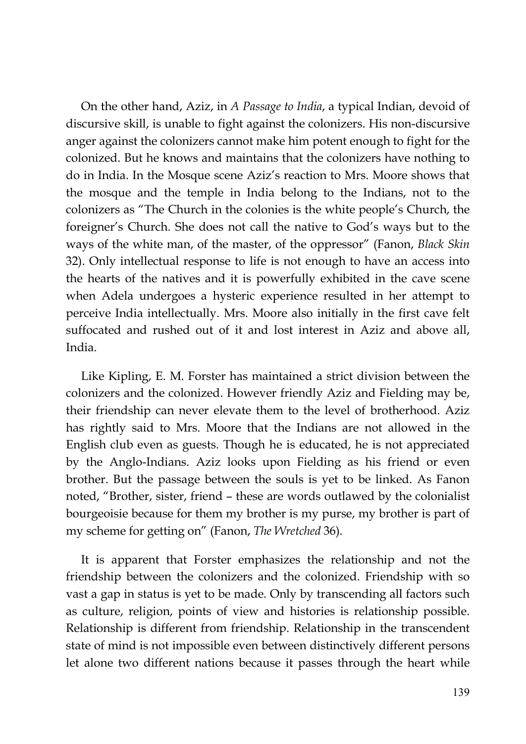On the other hand, Aziz, in *A Passage to India*, a typical Indian, devoid of discursive skill, is unable to fight against the colonizers. His non-discursive anger against the colonizers cannot make him potent enough to fight for the colonized. But he knows and maintains that the colonizers have nothing to do in India. In the Mosque scene Aziz's reaction to Mrs. Moore shows that the mosque and the temple in India belong to the Indians, not to the colonizers as "The Church in the colonies is the white people's Church, the foreigner's Church. She does not call the native to God's ways but to the ways of the white man, of the master, of the oppressor" (Fanon, *Black Skin* 32). Only intellectual response to life is not enough to have an access into the hearts of the natives and it is powerfully exhibited in the cave scene when Adela undergoes a hysteric experience resulted in her attempt to perceive India intellectually. Mrs. Moore also initially in the first cave felt suffocated and rushed out of it and lost interest in Aziz and above all, India.

Like Kipling, E. M. Forster has maintained a strict division between the colonizers and the colonized. However friendly Aziz and Fielding may be, their friendship can never elevate them to the level of brotherhood. Aziz has rightly said to Mrs. Moore that the Indians are not allowed in the English club even as guests. Though he is educated, he is not appreciated by the Anglo-Indians. Aziz looks upon Fielding as his friend or even brother. But the passage between the souls is yet to be linked. As Fanon noted, "Brother, sister, friend – these are words outlawed by the colonialist bourgeoisie because for them my brother is my purse, my brother is part of my scheme for getting on" (Fanon, *The Wretched* 36).

It is apparent that Forster emphasizes the relationship and not the friendship between the colonizers and the colonized. Friendship with so vast a gap in status is yet to be made. Only by transcending all factors such as culture, religion, points of view and histories is relationship possible. Relationship is different from friendship. Relationship in the transcendent state of mind is not impossible even between distinctively different persons let alone two different nations because it passes through the heart while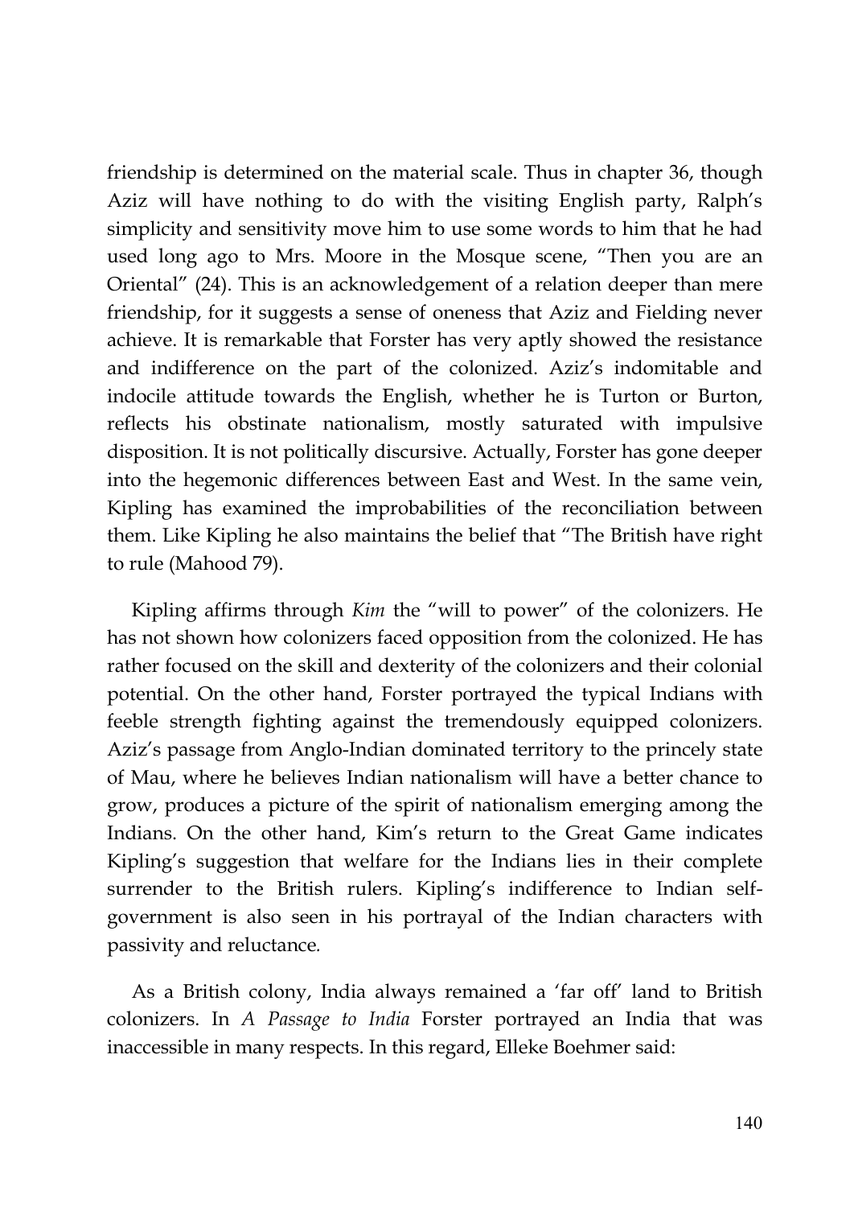friendship is determined on the material scale. Thus in chapter 36, though Aziz will have nothing to do with the visiting English party, Ralph's simplicity and sensitivity move him to use some words to him that he had used long ago to Mrs. Moore in the Mosque scene, "Then you are an Oriental" (24). This is an acknowledgement of a relation deeper than mere friendship, for it suggests a sense of oneness that Aziz and Fielding never achieve. It is remarkable that Forster has very aptly showed the resistance and indifference on the part of the colonized. Aziz's indomitable and indocile attitude towards the English, whether he is Turton or Burton, reflects his obstinate nationalism, mostly saturated with impulsive disposition. It is not politically discursive. Actually, Forster has gone deeper into the hegemonic differences between East and West. In the same vein, Kipling has examined the improbabilities of the reconciliation between them. Like Kipling he also maintains the belief that "The British have right to rule (Mahood 79).

Kipling affirms through *Kim* the "will to power" of the colonizers. He has not shown how colonizers faced opposition from the colonized. He has rather focused on the skill and dexterity of the colonizers and their colonial potential. On the other hand, Forster portrayed the typical Indians with feeble strength fighting against the tremendously equipped colonizers. Aziz's passage from Anglo-Indian dominated territory to the princely state of Mau, where he believes Indian nationalism will have a better chance to grow, produces a picture of the spirit of nationalism emerging among the Indians. On the other hand, Kim's return to the Great Game indicates Kipling's suggestion that welfare for the Indians lies in their complete surrender to the British rulers. Kipling's indifference to Indian self-government is also seen in his portrayal of the Indian characters with passivity and reluctance.

As a British colony, India always remained a 'far off' land to British colonizers. In *A Passage to India* Forster portrayed an India that was inaccessible in many respects. In this regard, Elleke Boehmer said: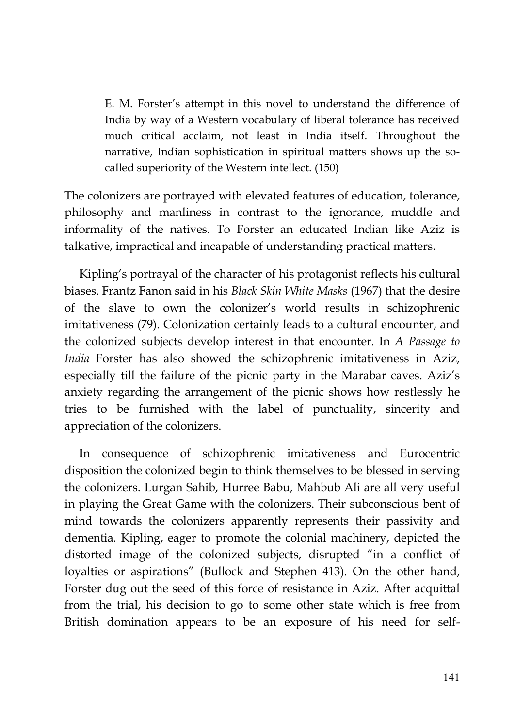> E. M. Forster's attempt in this novel to understand the difference of India by way of a Western vocabulary of liberal tolerance has received much critical acclaim, not least in India itself. Throughout the narrative, Indian sophistication in spiritual matters shows up the so-called superiority of the Western intellect. (150)

The colonizers are portrayed with elevated features of education, tolerance, philosophy and manliness in contrast to the ignorance, muddle and informality of the natives. To Forster an educated Indian like Aziz is talkative, impractical and incapable of understanding practical matters.

Kipling's portrayal of the character of his protagonist reflects his cultural biases. Frantz Fanon said in his *Black Skin White Masks* (1967) that the desire of the slave to own the colonizer's world results in schizophrenic imitativeness (79). Colonization certainly leads to a cultural encounter, and the colonized subjects develop interest in that encounter. In *A Passage to India* Forster has also showed the schizophrenic imitativeness in Aziz, especially till the failure of the picnic party in the Marabar caves. Aziz's anxiety regarding the arrangement of the picnic shows how restlessly he tries to be furnished with the label of punctuality, sincerity and appreciation of the colonizers.

In consequence of schizophrenic imitativeness and Eurocentric disposition the colonized begin to think themselves to be blessed in serving the colonizers. Lurgan Sahib, Hurree Babu, Mahbub Ali are all very useful in playing the Great Game with the colonizers. Their subconscious bent of mind towards the colonizers apparently represents their passivity and dementia. Kipling, eager to promote the colonial machinery, depicted the distorted image of the colonized subjects, disrupted "in a conflict of loyalties or aspirations" (Bullock and Stephen 413). On the other hand, Forster dug out the seed of this force of resistance in Aziz. After acquittal from the trial, his decision to go to some other state which is free from British domination appears to be an exposure of his need for self-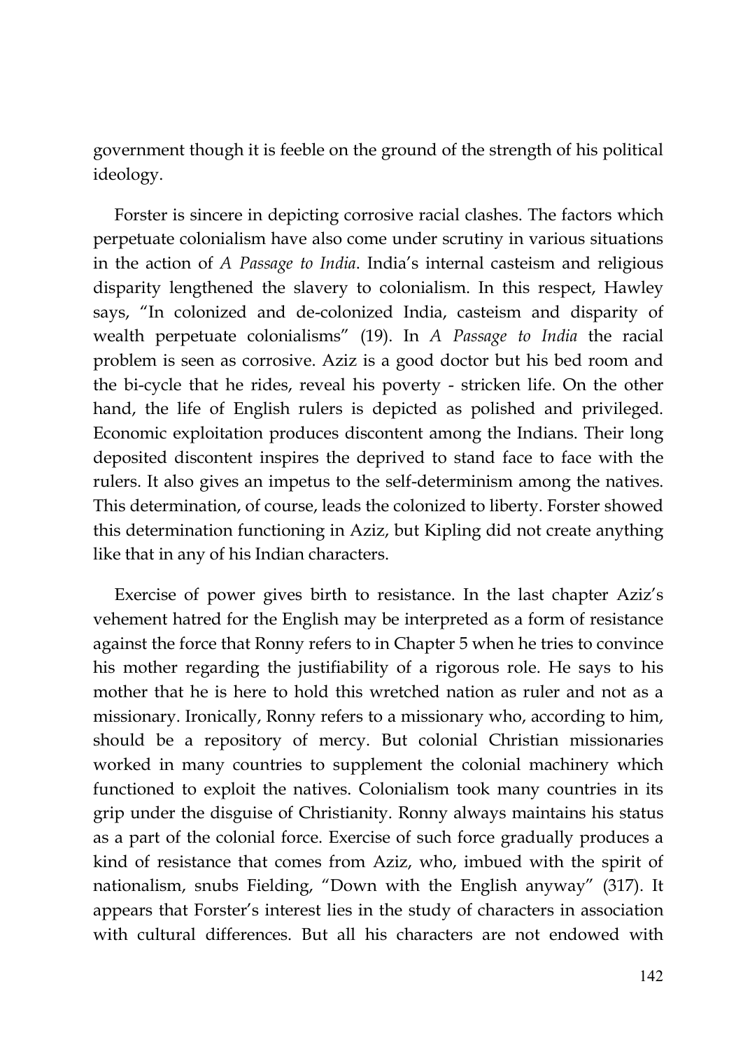government though it is feeble on the ground of the strength of his political ideology.

Forster is sincere in depicting corrosive racial clashes. The factors which perpetuate colonialism have also come under scrutiny in various situations in the action of *A Passage to India*. India's internal casteism and religious disparity lengthened the slavery to colonialism. In this respect, Hawley says, "In colonized and de-colonized India, casteism and disparity of wealth perpetuate colonialisms" (19). In *A Passage to India* the racial problem is seen as corrosive. Aziz is a good doctor but his bed room and the bi-cycle that he rides, reveal his poverty - stricken life. On the other hand, the life of English rulers is depicted as polished and privileged. Economic exploitation produces discontent among the Indians. Their long deposited discontent inspires the deprived to stand face to face with the rulers. It also gives an impetus to the self-determinism among the natives. This determination, of course, leads the colonized to liberty. Forster showed this determination functioning in Aziz, but Kipling did not create anything like that in any of his Indian characters.

Exercise of power gives birth to resistance. In the last chapter Aziz's vehement hatred for the English may be interpreted as a form of resistance against the force that Ronny refers to in Chapter 5 when he tries to convince his mother regarding the justifiability of a rigorous role. He says to his mother that he is here to hold this wretched nation as ruler and not as a missionary. Ironically, Ronny refers to a missionary who, according to him, should be a repository of mercy. But colonial Christian missionaries worked in many countries to supplement the colonial machinery which functioned to exploit the natives. Colonialism took many countries in its grip under the disguise of Christianity. Ronny always maintains his status as a part of the colonial force. Exercise of such force gradually produces a kind of resistance that comes from Aziz, who, imbued with the spirit of nationalism, snubs Fielding, "Down with the English anyway" (317). It appears that Forster's interest lies in the study of characters in association with cultural differences. But all his characters are not endowed with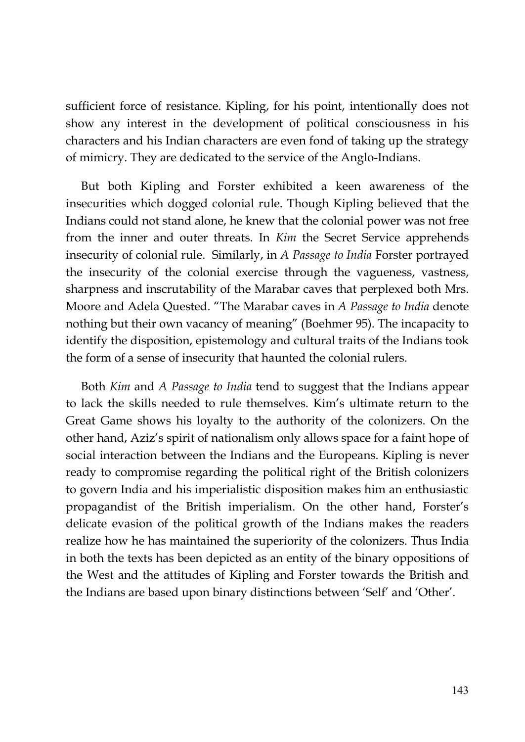sufficient force of resistance. Kipling, for his point, intentionally does not show any interest in the development of political consciousness in his characters and his Indian characters are even fond of taking up the strategy of mimicry. They are dedicated to the service of the Anglo-Indians.

But both Kipling and Forster exhibited a keen awareness of the insecurities which dogged colonial rule. Though Kipling believed that the Indians could not stand alone, he knew that the colonial power was not free from the inner and outer threats. In *Kim* the Secret Service apprehends insecurity of colonial rule. Similarly, in *A Passage to India* Forster portrayed the insecurity of the colonial exercise through the vagueness, vastness, sharpness and inscrutability of the Marabar caves that perplexed both Mrs. Moore and Adela Quested. "The Marabar caves in *A Passage to India* denote nothing but their own vacancy of meaning" (Boehmer 95). The incapacity to identify the disposition, epistemology and cultural traits of the Indians took the form of a sense of insecurity that haunted the colonial rulers.

Both *Kim* and *A Passage to India* tend to suggest that the Indians appear to lack the skills needed to rule themselves. Kim's ultimate return to the Great Game shows his loyalty to the authority of the colonizers. On the other hand, Aziz's spirit of nationalism only allows space for a faint hope of social interaction between the Indians and the Europeans. Kipling is never ready to compromise regarding the political right of the British colonizers to govern India and his imperialistic disposition makes him an enthusiastic propagandist of the British imperialism. On the other hand, Forster's delicate evasion of the political growth of the Indians makes the readers realize how he has maintained the superiority of the colonizers. Thus India in both the texts has been depicted as an entity of the binary oppositions of the West and the attitudes of Kipling and Forster towards the British and the Indians are based upon binary distinctions between 'Self' and 'Other'.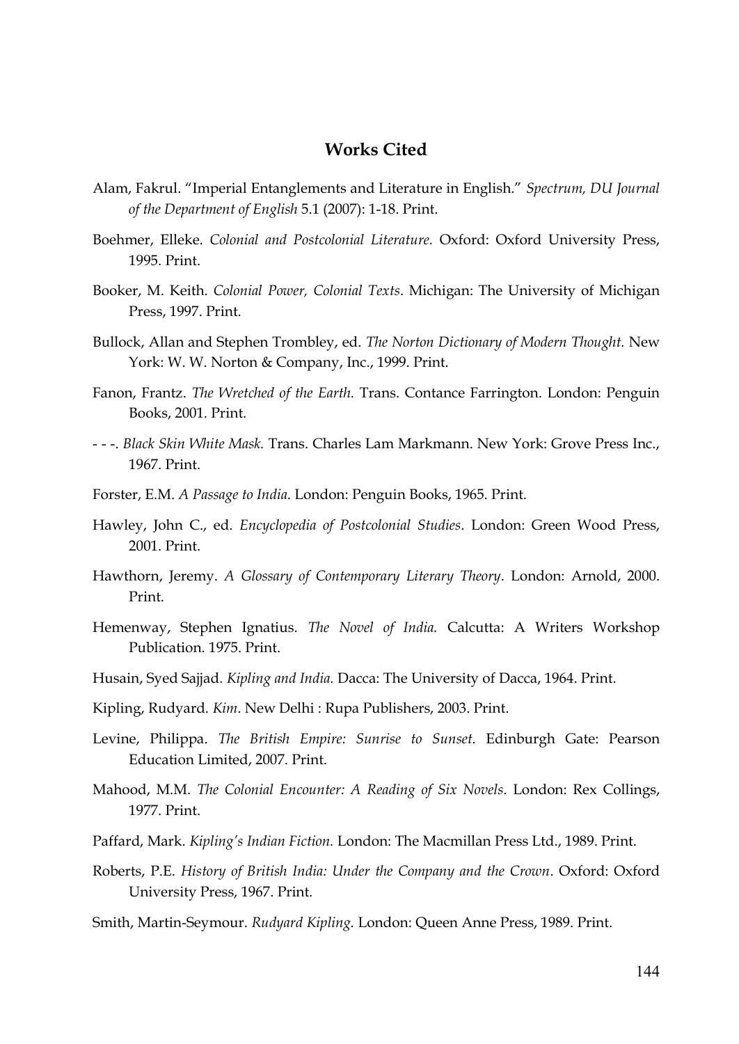## Works Cited

Alam, Fakrul. "Imperial Entanglements and Literature in English." *Spectrum, DU Journal of the Department of English* 5.1 (2007): 1-18. Print.

Boehmer, Elleke. *Colonial and Postcolonial Literature.* Oxford: Oxford University Press, 1995. Print.

Booker, M. Keith. *Colonial Power, Colonial Texts*. Michigan: The University of Michigan Press, 1997. Print.

Bullock, Allan and Stephen Trombley, ed. *The Norton Dictionary of Modern Thought.* New York: W. W. Norton & Company, Inc., 1999. Print.

Fanon, Frantz. *The Wretched of the Earth.* Trans. Contance Farrington. London: Penguin Books, 2001. Print.

- - -. *Black Skin White Mask.* Trans. Charles Lam Markmann. New York: Grove Press Inc., 1967. Print.

Forster, E.M. *A Passage to India*. London: Penguin Books, 1965. Print.

Hawley, John C., ed. *Encyclopedia of Postcolonial Studies*. London: Green Wood Press, 2001. Print.

Hawthorn, Jeremy. *A Glossary of Contemporary Literary Theory*. London: Arnold, 2000. Print.

Hemenway, Stephen Ignatius. *The Novel of India.* Calcutta: A Writers Workshop Publication. 1975. Print.

Husain, Syed Sajjad. *Kipling and India.* Dacca: The University of Dacca, 1964. Print.

Kipling, Rudyard. *Kim*. New Delhi : Rupa Publishers, 2003. Print.

Levine, Philippa. *The British Empire: Sunrise to Sunset.* Edinburgh Gate: Pearson Education Limited, 2007. Print.

Mahood, M.M. *The Colonial Encounter: A Reading of Six Novels*. London: Rex Collings, 1977. Print.

Paffard, Mark. *Kipling's Indian Fiction.* London: The Macmillan Press Ltd., 1989. Print.

Roberts, P.E. *History of British India: Under the Company and the Crown*. Oxford: Oxford University Press, 1967. Print.

Smith, Martin-Seymour. *Rudyard Kipling.* London: Queen Anne Press, 1989. Print.